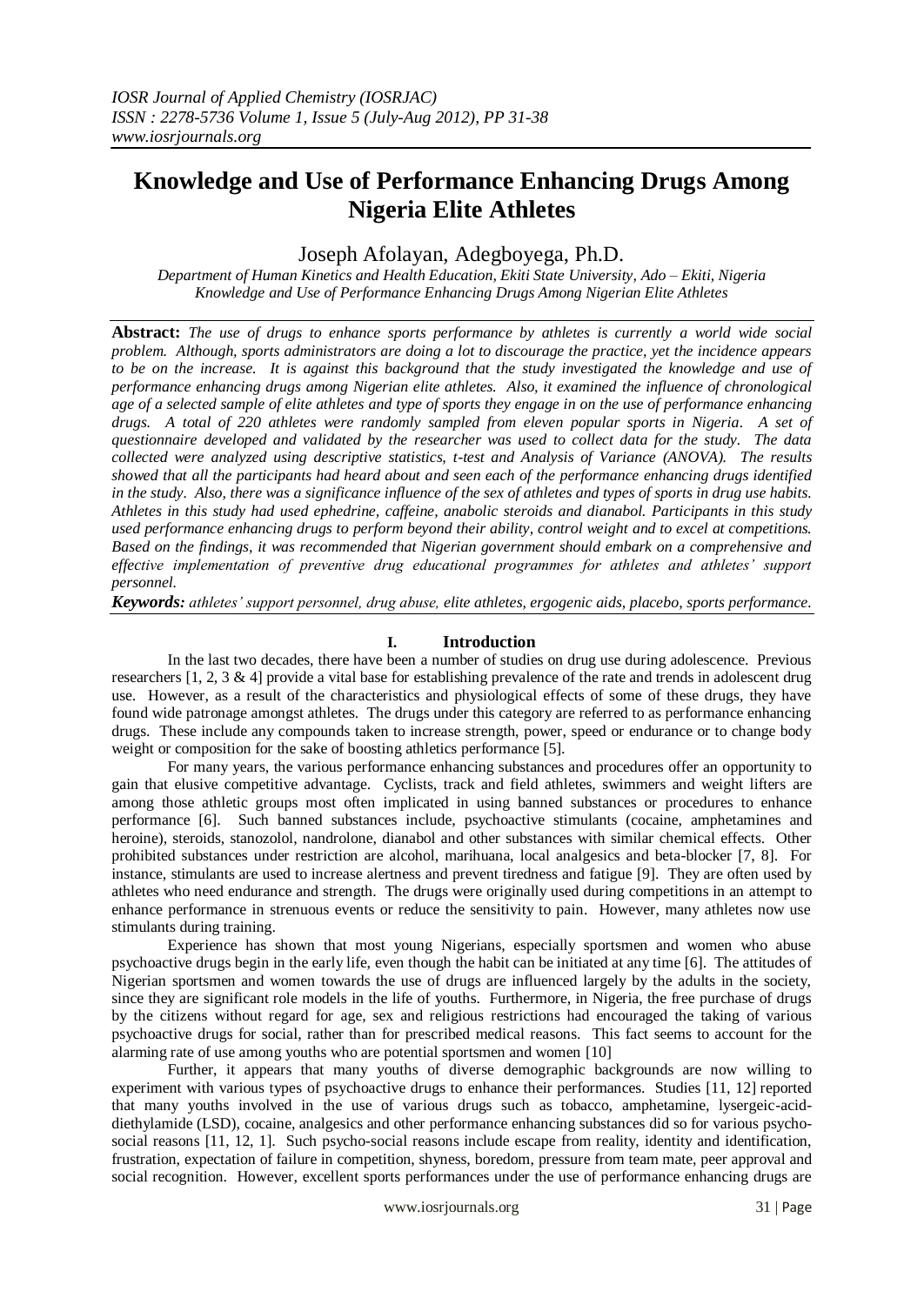# Knowledge and Use of Performance Enhancing Drugs Among Nigeria Elite Athletes

Joseph Afolayan, Adegboyega, Ph.D.

*Department of Human Kinetics and Health Education, Ekiti State University, Ado – Ekiti, Nigeria*
*Knowledge and Use of Performance Enhancing Drugs Among Nigerian Elite Athletes*

**Abstract:** *The use of drugs to enhance sports performance by athletes is currently a world wide social problem. Although, sports administrators are doing a lot to discourage the practice, yet the incidence appears to be on the increase. It is against this background that the study investigated the knowledge and use of performance enhancing drugs among Nigerian elite athletes. Also, it examined the influence of chronological age of a selected sample of elite athletes and type of sports they engage in on the use of performance enhancing drugs. A total of 220 athletes were randomly sampled from eleven popular sports in Nigeria. A set of questionnaire developed and validated by the researcher was used to collect data for the study. The data collected were analyzed using descriptive statistics, t-test and Analysis of Variance (ANOVA). The results showed that all the participants had heard about and seen each of the performance enhancing drugs identified in the study. Also, there was a significance influence of the sex of athletes and types of sports in drug use habits. Athletes in this study had used ephedrine, caffeine, anabolic steroids and dianabol. Participants in this study used performance enhancing drugs to perform beyond their ability, control weight and to excel at competitions. Based on the findings, it was recommended that Nigerian government should embark on a comprehensive and effective implementation of preventive drug educational programmes for athletes and athletes' support personnel.*

***Keywords:*** *athletes' support personnel, drug abuse, elite athletes, ergogenic aids, placebo, sports performance.*

## I. Introduction

In the last two decades, there have been a number of studies on drug use during adolescence. Previous researchers [1, 2, 3 & 4] provide a vital base for establishing prevalence of the rate and trends in adolescent drug use. However, as a result of the characteristics and physiological effects of some of these drugs, they have found wide patronage amongst athletes. The drugs under this category are referred to as performance enhancing drugs. These include any compounds taken to increase strength, power, speed or endurance or to change body weight or composition for the sake of boosting athletics performance [5].

For many years, the various performance enhancing substances and procedures offer an opportunity to gain that elusive competitive advantage. Cyclists, track and field athletes, swimmers and weight lifters are among those athletic groups most often implicated in using banned substances or procedures to enhance performance [6]. Such banned substances include, psychoactive stimulants (cocaine, amphetamines and heroine), steroids, stanozolol, nandrolone, dianabol and other substances with similar chemical effects. Other prohibited substances under restriction are alcohol, marihuana, local analgesics and beta-blocker [7, 8]. For instance, stimulants are used to increase alertness and prevent tiredness and fatigue [9]. They are often used by athletes who need endurance and strength. The drugs were originally used during competitions in an attempt to enhance performance in strenuous events or reduce the sensitivity to pain. However, many athletes now use stimulants during training.

Experience has shown that most young Nigerians, especially sportsmen and women who abuse psychoactive drugs begin in the early life, even though the habit can be initiated at any time [6]. The attitudes of Nigerian sportsmen and women towards the use of drugs are influenced largely by the adults in the society, since they are significant role models in the life of youths. Furthermore, in Nigeria, the free purchase of drugs by the citizens without regard for age, sex and religious restrictions had encouraged the taking of various psychoactive drugs for social, rather than for prescribed medical reasons. This fact seems to account for the alarming rate of use among youths who are potential sportsmen and women [10]

Further, it appears that many youths of diverse demographic backgrounds are now willing to experiment with various types of psychoactive drugs to enhance their performances. Studies [11, 12] reported that many youths involved in the use of various drugs such as tobacco, amphetamine, lysergeic-acid-diethylamide (LSD), cocaine, analgesics and other performance enhancing substances did so for various psycho-social reasons [11, 12, 1]. Such psycho-social reasons include escape from reality, identity and identification, frustration, expectation of failure in competition, shyness, boredom, pressure from team mate, peer approval and social recognition. However, excellent sports performances under the use of performance enhancing drugs are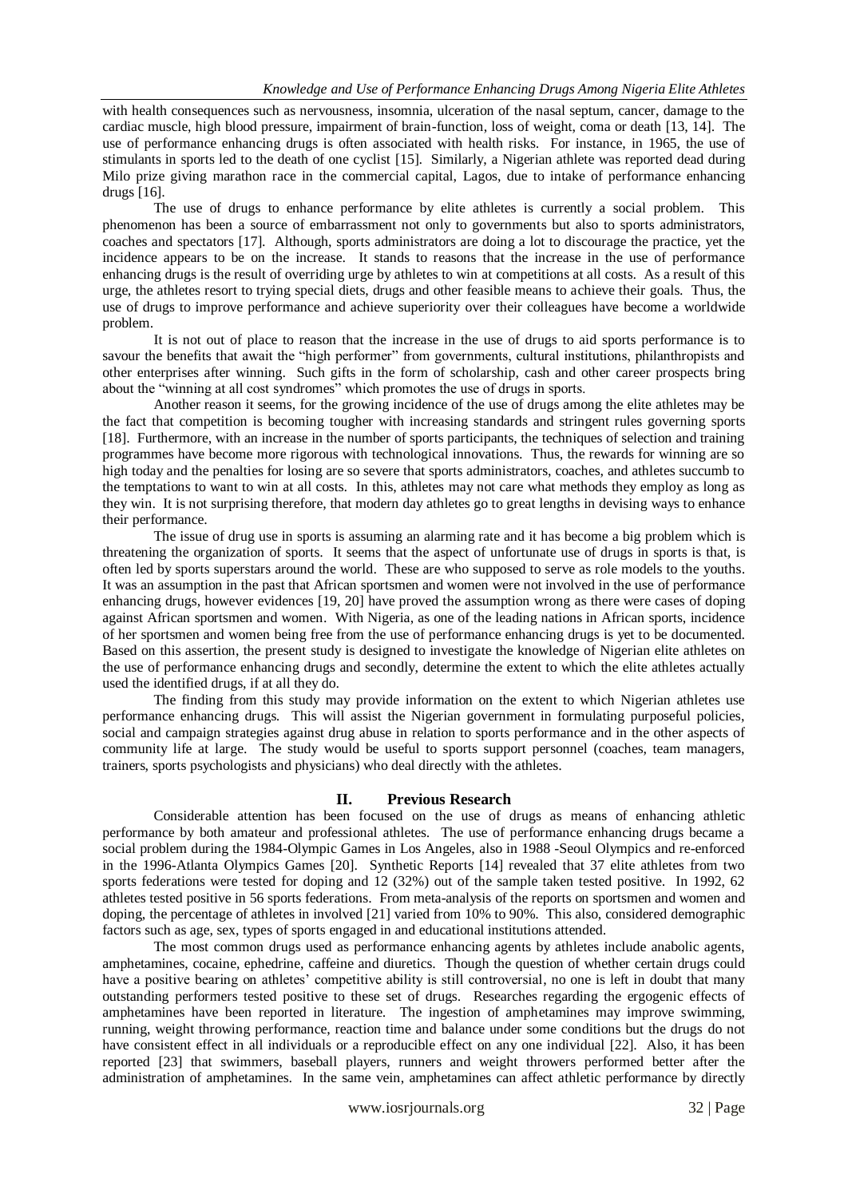with health consequences such as nervousness, insomnia, ulceration of the nasal septum, cancer, damage to the cardiac muscle, high blood pressure, impairment of brain-function, loss of weight, coma or death [13, 14]. The use of performance enhancing drugs is often associated with health risks. For instance, in 1965, the use of stimulants in sports led to the death of one cyclist [15]. Similarly, a Nigerian athlete was reported dead during Milo prize giving marathon race in the commercial capital, Lagos, due to intake of performance enhancing drugs [16].

The use of drugs to enhance performance by elite athletes is currently a social problem. This phenomenon has been a source of embarrassment not only to governments but also to sports administrators, coaches and spectators [17]. Although, sports administrators are doing a lot to discourage the practice, yet the incidence appears to be on the increase. It stands to reasons that the increase in the use of performance enhancing drugs is the result of overriding urge by athletes to win at competitions at all costs. As a result of this urge, the athletes resort to trying special diets, drugs and other feasible means to achieve their goals. Thus, the use of drugs to improve performance and achieve superiority over their colleagues have become a worldwide problem.

It is not out of place to reason that the increase in the use of drugs to aid sports performance is to savour the benefits that await the "high performer" from governments, cultural institutions, philanthropists and other enterprises after winning. Such gifts in the form of scholarship, cash and other career prospects bring about the "winning at all cost syndromes" which promotes the use of drugs in sports.

Another reason it seems, for the growing incidence of the use of drugs among the elite athletes may be the fact that competition is becoming tougher with increasing standards and stringent rules governing sports [18]. Furthermore, with an increase in the number of sports participants, the techniques of selection and training programmes have become more rigorous with technological innovations. Thus, the rewards for winning are so high today and the penalties for losing are so severe that sports administrators, coaches, and athletes succumb to the temptations to want to win at all costs. In this, athletes may not care what methods they employ as long as they win. It is not surprising therefore, that modern day athletes go to great lengths in devising ways to enhance their performance.

The issue of drug use in sports is assuming an alarming rate and it has become a big problem which is threatening the organization of sports. It seems that the aspect of unfortunate use of drugs in sports is that, is often led by sports superstars around the world. These are who supposed to serve as role models to the youths. It was an assumption in the past that African sportsmen and women were not involved in the use of performance enhancing drugs, however evidences [19, 20] have proved the assumption wrong as there were cases of doping against African sportsmen and women. With Nigeria, as one of the leading nations in African sports, incidence of her sportsmen and women being free from the use of performance enhancing drugs is yet to be documented. Based on this assertion, the present study is designed to investigate the knowledge of Nigerian elite athletes on the use of performance enhancing drugs and secondly, determine the extent to which the elite athletes actually used the identified drugs, if at all they do.

The finding from this study may provide information on the extent to which Nigerian athletes use performance enhancing drugs. This will assist the Nigerian government in formulating purposeful policies, social and campaign strategies against drug abuse in relation to sports performance and in the other aspects of community life at large. The study would be useful to sports support personnel (coaches, team managers, trainers, sports psychologists and physicians) who deal directly with the athletes.

## II. Previous Research

Considerable attention has been focused on the use of drugs as means of enhancing athletic performance by both amateur and professional athletes. The use of performance enhancing drugs became a social problem during the 1984-Olympic Games in Los Angeles, also in 1988 -Seoul Olympics and re-enforced in the 1996-Atlanta Olympics Games [20]. Synthetic Reports [14] revealed that 37 elite athletes from two sports federations were tested for doping and 12 (32%) out of the sample taken tested positive. In 1992, 62 athletes tested positive in 56 sports federations. From meta-analysis of the reports on sportsmen and women and doping, the percentage of athletes in involved [21] varied from 10% to 90%. This also, considered demographic factors such as age, sex, types of sports engaged in and educational institutions attended.

The most common drugs used as performance enhancing agents by athletes include anabolic agents, amphetamines, cocaine, ephedrine, caffeine and diuretics. Though the question of whether certain drugs could have a positive bearing on athletes' competitive ability is still controversial, no one is left in doubt that many outstanding performers tested positive to these set of drugs. Researches regarding the ergogenic effects of amphetamines have been reported in literature. The ingestion of amphetamines may improve swimming, running, weight throwing performance, reaction time and balance under some conditions but the drugs do not have consistent effect in all individuals or a reproducible effect on any one individual [22]. Also, it has been reported [23] that swimmers, baseball players, runners and weight throwers performed better after the administration of amphetamines. In the same vein, amphetamines can affect athletic performance by directly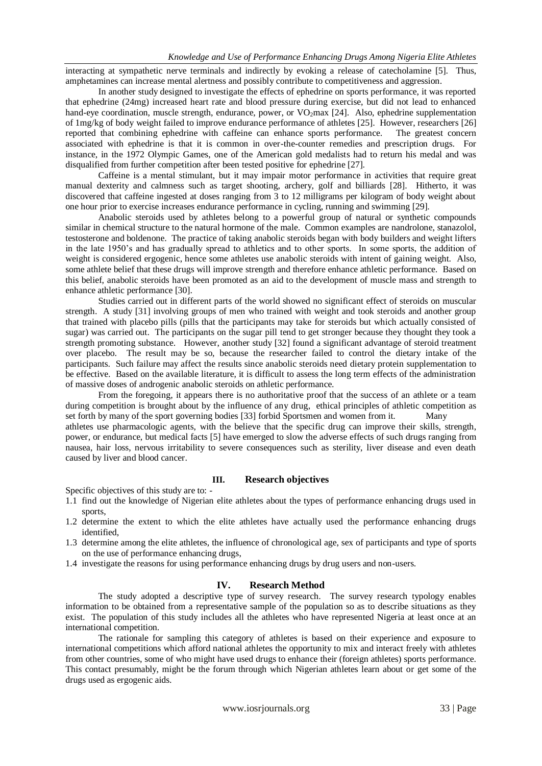interacting at sympathetic nerve terminals and indirectly by evoking a release of catecholamine [5]. Thus, amphetamines can increase mental alertness and possibly contribute to competitiveness and aggression.

In another study designed to investigate the effects of ephedrine on sports performance, it was reported that ephedrine (24mg) increased heart rate and blood pressure during exercise, but did not lead to enhanced hand-eye coordination, muscle strength, endurance, power, or $VO_2$max [24]. Also, ephedrine supplementation of 1mg/kg of body weight failed to improve endurance performance of athletes [25]. However, researchers [26] reported that combining ephedrine with caffeine can enhance sports performance. The greatest concern associated with ephedrine is that it is common in over-the-counter remedies and prescription drugs. For instance, in the 1972 Olympic Games, one of the American gold medalists had to return his medal and was disqualified from further competition after been tested positive for ephedrine [27].

Caffeine is a mental stimulant, but it may impair motor performance in activities that require great manual dexterity and calmness such as target shooting, archery, golf and billiards [28]. Hitherto, it was discovered that caffeine ingested at doses ranging from 3 to 12 milligrams per kilogram of body weight about one hour prior to exercise increases endurance performance in cycling, running and swimming [29].

Anabolic steroids used by athletes belong to a powerful group of natural or synthetic compounds similar in chemical structure to the natural hormone of the male. Common examples are nandrolone, stanazolol, testosterone and boldenone. The practice of taking anabolic steroids began with body builders and weight lifters in the late 1950's and has gradually spread to athletics and to other sports. In some sports, the addition of weight is considered ergogenic, hence some athletes use anabolic steroids with intent of gaining weight. Also, some athlete belief that these drugs will improve strength and therefore enhance athletic performance. Based on this belief, anabolic steroids have been promoted as an aid to the development of muscle mass and strength to enhance athletic performance [30].

Studies carried out in different parts of the world showed no significant effect of steroids on muscular strength. A study [31] involving groups of men who trained with weight and took steroids and another group that trained with placebo pills (pills that the participants may take for steroids but which actually consisted of sugar) was carried out. The participants on the sugar pill tend to get stronger because they thought they took a strength promoting substance. However, another study [32] found a significant advantage of steroid treatment over placebo. The result may be so, because the researcher failed to control the dietary intake of the participants. Such failure may affect the results since anabolic steroids need dietary protein supplementation to be effective. Based on the available literature, it is difficult to assess the long term effects of the administration of massive doses of androgenic anabolic steroids on athletic performance.

From the foregoing, it appears there is no authoritative proof that the success of an athlete or a team during competition is brought about by the influence of any drug, ethical principles of athletic competition as set forth by many of the sport governing bodies [33] forbid Sportsmen and women from it. Many athletes use pharmacologic agents, with the believe that the specific drug can improve their skills, strength, power, or endurance, but medical facts [5] have emerged to slow the adverse effects of such drugs ranging from nausea, hair loss, nervous irritability to severe consequences such as sterility, liver disease and even death caused by liver and blood cancer.

## III. Research objectives

Specific objectives of this study are to: -

1.1 find out the knowledge of Nigerian elite athletes about the types of performance enhancing drugs used in sports,
1.2 determine the extent to which the elite athletes have actually used the performance enhancing drugs identified,
1.3 determine among the elite athletes, the influence of chronological age, sex of participants and type of sports on the use of performance enhancing drugs,
1.4 investigate the reasons for using performance enhancing drugs by drug users and non-users.

## IV. Research Method

The study adopted a descriptive type of survey research. The survey research typology enables information to be obtained from a representative sample of the population so as to describe situations as they exist. The population of this study includes all the athletes who have represented Nigeria at least once at an international competition.

The rationale for sampling this category of athletes is based on their experience and exposure to international competitions which afford national athletes the opportunity to mix and interact freely with athletes from other countries, some of who might have used drugs to enhance their (foreign athletes) sports performance. This contact presumably, might be the forum through which Nigerian athletes learn about or get some of the drugs used as ergogenic aids.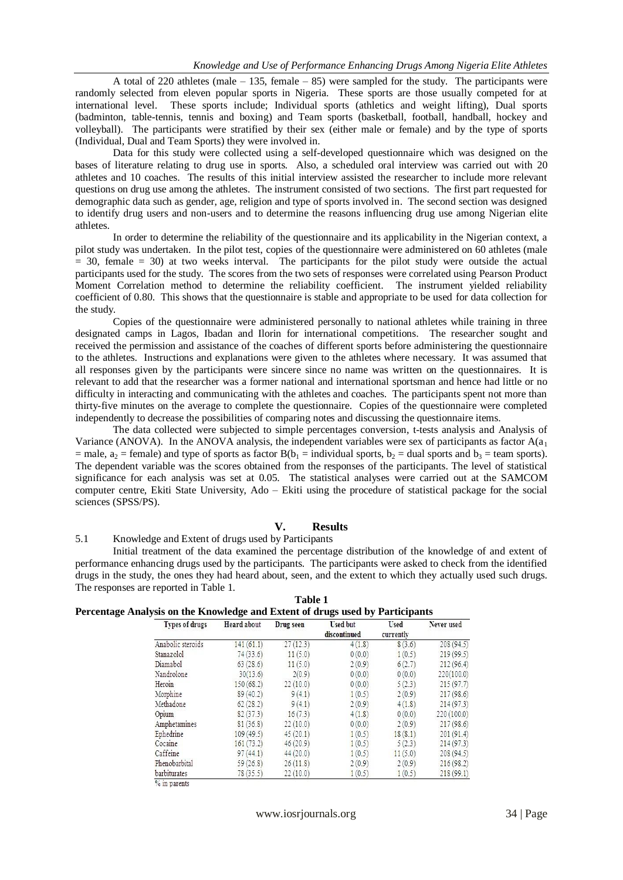A total of 220 athletes (male – 135, female – 85) were sampled for the study. The participants were randomly selected from eleven popular sports in Nigeria. These sports are those usually competed for at international level. These sports include; Individual sports (athletics and weight lifting), Dual sports (badminton, table-tennis, tennis and boxing) and Team sports (basketball, football, handball, hockey and volleyball). The participants were stratified by their sex (either male or female) and by the type of sports (Individual, Dual and Team Sports) they were involved in.

Data for this study were collected using a self-developed questionnaire which was designed on the bases of literature relating to drug use in sports. Also, a scheduled oral interview was carried out with 20 athletes and 10 coaches. The results of this initial interview assisted the researcher to include more relevant questions on drug use among the athletes. The instrument consisted of two sections. The first part requested for demographic data such as gender, age, religion and type of sports involved in. The second section was designed to identify drug users and non-users and to determine the reasons influencing drug use among Nigerian elite athletes.

In order to determine the reliability of the questionnaire and its applicability in the Nigerian context, a pilot study was undertaken. In the pilot test, copies of the questionnaire were administered on 60 athletes (male = 30, female = 30) at two weeks interval. The participants for the pilot study were outside the actual participants used for the study. The scores from the two sets of responses were correlated using Pearson Product Moment Correlation method to determine the reliability coefficient. The instrument yielded reliability coefficient of 0.80. This shows that the questionnaire is stable and appropriate to be used for data collection for the study.

Copies of the questionnaire were administered personally to national athletes while training in three designated camps in Lagos, Ibadan and Ilorin for international competitions. The researcher sought and received the permission and assistance of the coaches of different sports before administering the questionnaire to the athletes. Instructions and explanations were given to the athletes where necessary. It was assumed that all responses given by the participants were sincere since no name was written on the questionnaires. It is relevant to add that the researcher was a former national and international sportsman and hence had little or no difficulty in interacting and communicating with the athletes and coaches. The participants spent not more than thirty-five minutes on the average to complete the questionnaire. Copies of the questionnaire were completed independently to decrease the possibilities of comparing notes and discussing the questionnaire items.

The data collected were subjected to simple percentages conversion, t-tests analysis and Analysis of Variance (ANOVA). In the ANOVA analysis, the independent variables were sex of participants as factor A($a_1$ = male, $a_2$ = female) and type of sports as factor B($b_1$ = individual sports, $b_2$ = dual sports and $b_3$ = team sports). The dependent variable was the scores obtained from the responses of the participants. The level of statistical significance for each analysis was set at 0.05. The statistical analyses were carried out at the SAMCOM computer centre, Ekiti State University, Ado – Ekiti using the procedure of statistical package for the social sciences (SPSS/PS).

## V. Results

### 5.1 Knowledge and Extent of drugs used by Participants

Initial treatment of the data examined the percentage distribution of the knowledge of and extent of performance enhancing drugs used by the participants. The participants were asked to check from the identified drugs in the study, the ones they had heard about, seen, and the extent to which they actually used such drugs. The responses are reported in Table 1.

**Table 1**
**Percentage Analysis on the Knowledge and Extent of drugs used by Participants**

| Types of drugs | Heard about | Drug seen | Used but discontinued | Used currently | Never used |
|---|---|---|---|---|---|
| Anabolic steroids | 141 (61.1) | 27 (12.3) | 4 (1.8) | 8 (3.6) | 208 (94.5) |
| Stanazolol | 74 (33.6) | 11 (5.0) | 0 (0.0) | 1 (0.5) | 219 (99.5) |
| Diamabol | 63 (28.6) | 11 (5.0) | 2 (0.9) | 6 (2.7) | 212 (96.4) |
| Nandrolone | 30 (13.6) | 2 (0.9) | 0 (0.0) | 0 (0.0) | 220 (100.0) |
| Heroin | 150 (68.2) | 22 (10.0) | 0 (0.0) | 5 (2.3) | 215 (97.7) |
| Morphine | 89 (40.2) | 9 (4.1) | 1 (0.5) | 2 (0.9) | 217 (98.6) |
| Methadone | 62 (28.2) | 9 (4.1) | 2 (0.9) | 4 (1.8) | 214 (97.3) |
| Opium | 82 (37.3) | 16 (7.3) | 4 (1.8) | 0 (0.0) | 220 (100.0) |
| Amphetamines | 81 (36.8) | 22 (10.0) | 0 (0.0) | 2 (0.9) | 217 (98.6) |
| Ephedrine | 109 (49.5) | 45 (20.1) | 1 (0.5) | 18 (8.1) | 201 (91.4) |
| Cocaine | 161 (73.2) | 46 (20.9) | 1 (0.5) | 5 (2.3) | 214 (97.3) |
| Caffeine | 97 (44.1) | 44 (20.0) | 1 (0.5) | 11 (5.0) | 208 (94.5) |
| Phenobarbital | 59 (26.8) | 26 (11.8) | 2 (0.9) | 2 (0.9) | 216 (98.2) |
| barbiturates | 78 (35.5) | 22 (10.0) | 1 (0.5) | 1 (0.5) | 218 (99.1) |

% in parents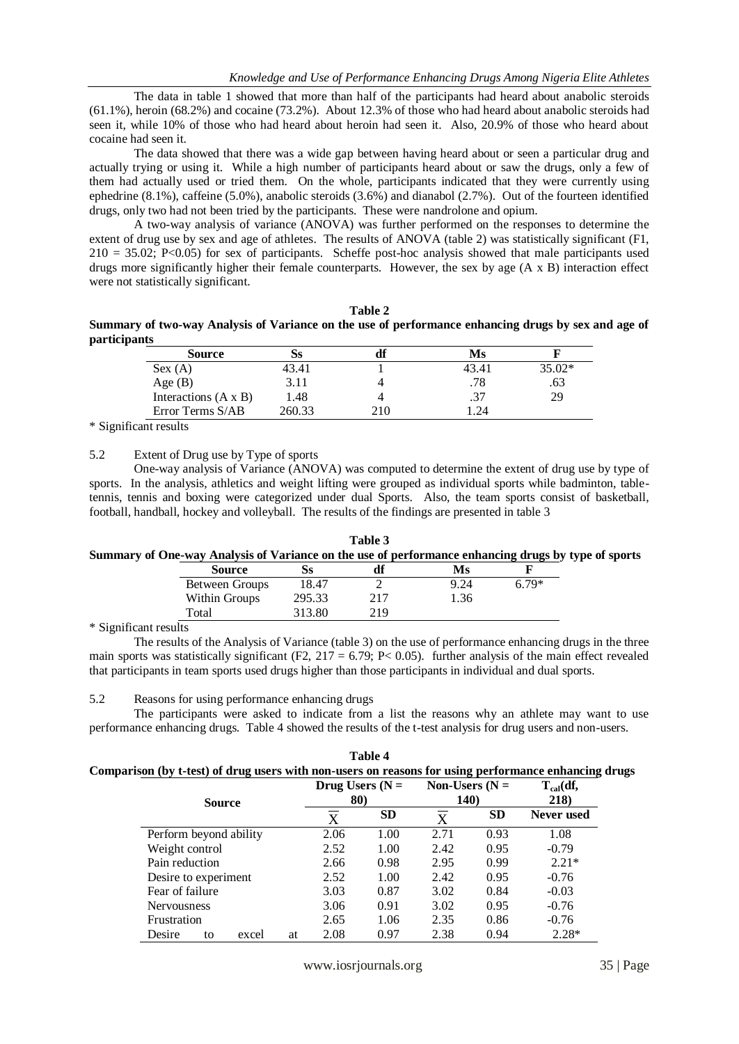The data in table 1 showed that more than half of the participants had heard about anabolic steroids (61.1%), heroin (68.2%) and cocaine (73.2%). About 12.3% of those who had heard about anabolic steroids had seen it, while 10% of those who had heard about heroin had seen it. Also, 20.9% of those who heard about cocaine had seen it.

The data showed that there was a wide gap between having heard about or seen a particular drug and actually trying or using it. While a high number of participants heard about or saw the drugs, only a few of them had actually used or tried them. On the whole, participants indicated that they were currently using ephedrine (8.1%), caffeine (5.0%), anabolic steroids (3.6%) and dianabol (2.7%). Out of the fourteen identified drugs, only two had not been tried by the participants. These were nandrolone and opium.

A two-way analysis of variance (ANOVA) was further performed on the responses to determine the extent of drug use by sex and age of athletes. The results of ANOVA (table 2) was statistically significant ($F1, 210 = 35.02; P<0.05$) for sex of participants. Scheffe post-hoc analysis showed that male participants used drugs more significantly higher their female counterparts. However, the sex by age (A x B) interaction effect were not statistically significant.

**Table 2**
**Summary of two-way Analysis of Variance on the use of performance enhancing drugs by sex and age of participants**

| Source | Ss | df | Ms | F |
|---|---|---|---|---|
| Sex (A) | 43.41 | 1 | 43.41 | 35.02* |
| Age (B) | 3.11 | 4 | .78 | .63 |
| Interactions (A x B) | 1.48 | 4 | .37 | 29 |
| Error Terms S/AB | 260.33 | 210 | 1.24 | |

\* Significant results

5.2 Extent of Drug use by Type of sports

One-way analysis of Variance (ANOVA) was computed to determine the extent of drug use by type of sports. In the analysis, athletics and weight lifting were grouped as individual sports while badminton, table-tennis, tennis and boxing were categorized under dual Sports. Also, the team sports consist of basketball, football, handball, hockey and volleyball. The results of the findings are presented in table 3

**Table 3**
**Summary of One-way Analysis of Variance on the use of performance enhancing drugs by type of sports**

| Source | Ss | df | Ms | F |
|---|---|---|---|---|
| Between Groups | 18.47 | 2 | 9.24 | 6.79* |
| Within Groups | 295.33 | 217 | 1.36 | |
| Total | 313.80 | 219 | | |

\* Significant results

The results of the Analysis of Variance (table 3) on the use of performance enhancing drugs in the three main sports was statistically significant ($F2, 217 = 6.79; P< 0.05$). further analysis of the main effect revealed that participants in team sports used drugs higher than those participants in individual and dual sports.

5.2 Reasons for using performance enhancing drugs

The participants were asked to indicate from a list the reasons why an athlete may want to use performance enhancing drugs. Table 4 showed the results of the t-test analysis for drug users and non-users.

**Table 4**
**Comparison (by t-test) of drug users with non-users on reasons for using performance enhancing drugs**

| Source | Drug Users (N = 80) | | Non-Users (N = 140) | | $T_{cal}$(df, 218) |
|---|---|---|---|---|---|
| | $\overline{X}$ | SD | $\overline{X}$ | SD | Never used |
| Perform beyond ability | 2.06 | 1.00 | 2.71 | 0.93 | 1.08 |
| Weight control | 2.52 | 1.00 | 2.42 | 0.95 | -0.79 |
| Pain reduction | 2.66 | 0.98 | 2.95 | 0.99 | 2.21* |
| Desire to experiment | 2.52 | 1.00 | 2.42 | 0.95 | -0.76 |
| Fear of failure | 3.03 | 0.87 | 3.02 | 0.84 | -0.03 |
| Nervousness | 3.06 | 0.91 | 3.02 | 0.95 | -0.76 |
| Frustration | 2.65 | 1.06 | 2.35 | 0.86 | -0.76 |
| Desire to excel at | 2.08 | 0.97 | 2.38 | 0.94 | 2.28* |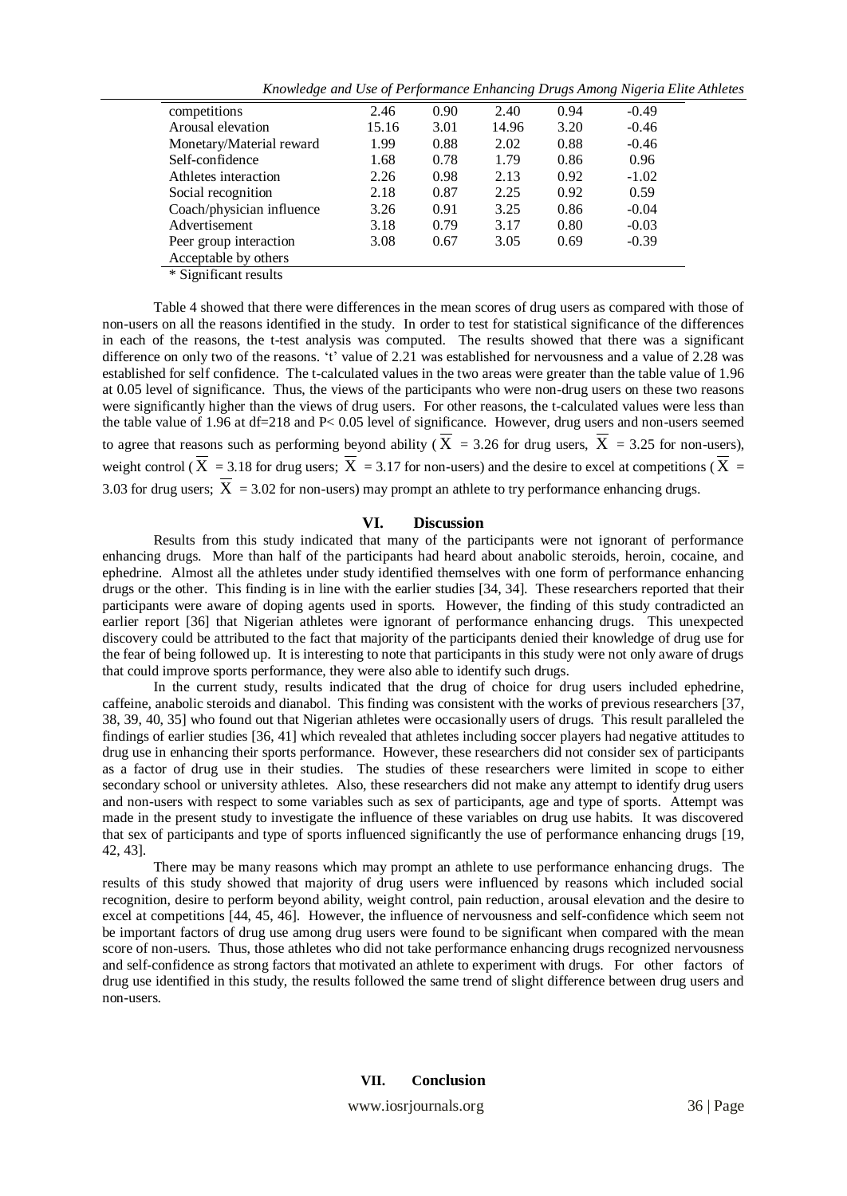| competitions | 2.46 | 0.90 | 2.40 | 0.94 | -0.49 |
|---|---|---|---|---|---|
| Arousal elevation | 15.16 | 3.01 | 14.96 | 3.20 | -0.46 |
| Monetary/Material reward | 1.99 | 0.88 | 2.02 | 0.88 | -0.46 |
| Self-confidence | 1.68 | 0.78 | 1.79 | 0.86 | 0.96 |
| Athletes interaction | 2.26 | 0.98 | 2.13 | 0.92 | -1.02 |
| Social recognition | 2.18 | 0.87 | 2.25 | 0.92 | 0.59 |
| Coach/physician influence | 3.26 | 0.91 | 3.25 | 0.86 | -0.04 |
| Advertisement | 3.18 | 0.79 | 3.17 | 0.80 | -0.03 |
| Peer group interaction | 3.08 | 0.67 | 3.05 | 0.69 | -0.39 |
| Acceptable by others | | | | | |

\* Significant results

Table 4 showed that there were differences in the mean scores of drug users as compared with those of non-users on all the reasons identified in the study. In order to test for statistical significance of the differences in each of the reasons, the t-test analysis was computed. The results showed that there was a significant difference on only two of the reasons. 't' value of 2.21 was established for nervousness and a value of 2.28 was established for self confidence. The t-calculated values in the two areas were greater than the table value of 1.96 at 0.05 level of significance. Thus, the views of the participants who were non-drug users on these two reasons were significantly higher than the views of drug users. For other reasons, the t-calculated values were less than the table value of 1.96 at df=218 and $P < 0.05$ level of significance. However, drug users and non-users seemed to agree that reasons such as performing beyond ability ($\overline{X}$ = 3.26 for drug users, $\overline{X}$ = 3.25 for non-users), weight control ($\overline{X}$ = 3.18 for drug users; $\overline{X}$ = 3.17 for non-users) and the desire to excel at competitions ($\overline{X}$ = 3.03 for drug users; $\overline{X}$ = 3.02 for non-users) may prompt an athlete to try performance enhancing drugs.

## VI. Discussion

Results from this study indicated that many of the participants were not ignorant of performance enhancing drugs. More than half of the participants had heard about anabolic steroids, heroin, cocaine, and ephedrine. Almost all the athletes under study identified themselves with one form of performance enhancing drugs or the other. This finding is in line with the earlier studies [34, 34]. These researchers reported that their participants were aware of doping agents used in sports. However, the finding of this study contradicted an earlier report [36] that Nigerian athletes were ignorant of performance enhancing drugs. This unexpected discovery could be attributed to the fact that majority of the participants denied their knowledge of drug use for the fear of being followed up. It is interesting to note that participants in this study were not only aware of drugs that could improve sports performance, they were also able to identify such drugs.

In the current study, results indicated that the drug of choice for drug users included ephedrine, caffeine, anabolic steroids and dianabol. This finding was consistent with the works of previous researchers [37, 38, 39, 40, 35] who found out that Nigerian athletes were occasionally users of drugs. This result paralleled the findings of earlier studies [36, 41] which revealed that athletes including soccer players had negative attitudes to drug use in enhancing their sports performance. However, these researchers did not consider sex of participants as a factor of drug use in their studies. The studies of these researchers were limited in scope to either secondary school or university athletes. Also, these researchers did not make any attempt to identify drug users and non-users with respect to some variables such as sex of participants, age and type of sports. Attempt was made in the present study to investigate the influence of these variables on drug use habits. It was discovered that sex of participants and type of sports influenced significantly the use of performance enhancing drugs [19, 42, 43].

There may be many reasons which may prompt an athlete to use performance enhancing drugs. The results of this study showed that majority of drug users were influenced by reasons which included social recognition, desire to perform beyond ability, weight control, pain reduction, arousal elevation and the desire to excel at competitions [44, 45, 46]. However, the influence of nervousness and self-confidence which seem not be important factors of drug use among drug users were found to be significant when compared with the mean score of non-users. Thus, those athletes who did not take performance enhancing drugs recognized nervousness and self-confidence as strong factors that motivated an athlete to experiment with drugs. For other factors of drug use identified in this study, the results followed the same trend of slight difference between drug users and non-users.

## VII. Conclusion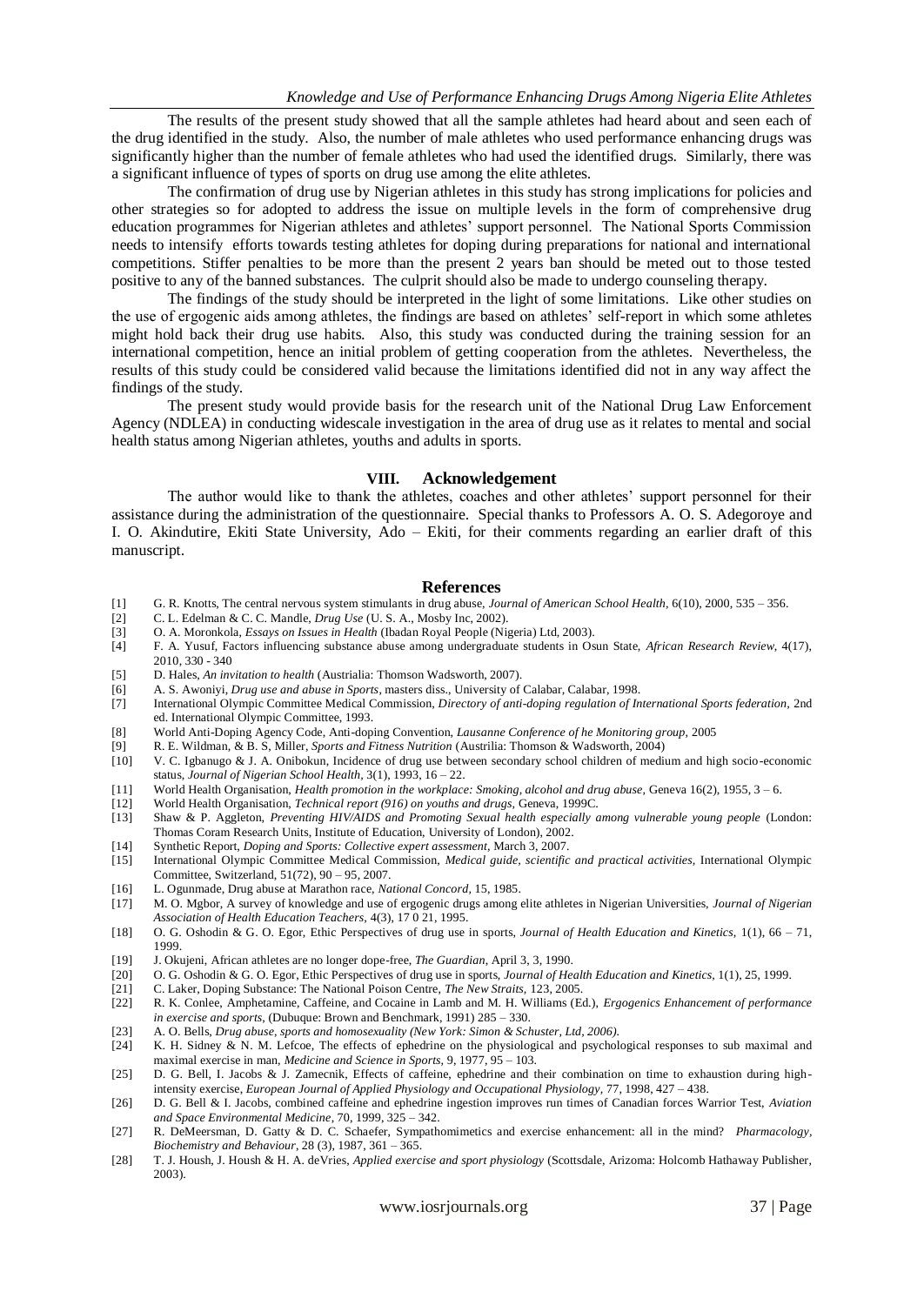The results of the present study showed that all the sample athletes had heard about and seen each of the drug identified in the study. Also, the number of male athletes who used performance enhancing drugs was significantly higher than the number of female athletes who had used the identified drugs. Similarly, there was a significant influence of types of sports on drug use among the elite athletes.

The confirmation of drug use by Nigerian athletes in this study has strong implications for policies and other strategies so for adopted to address the issue on multiple levels in the form of comprehensive drug education programmes for Nigerian athletes and athletes' support personnel. The National Sports Commission needs to intensify efforts towards testing athletes for doping during preparations for national and international competitions. Stiffer penalties to be more than the present 2 years ban should be meted out to those tested positive to any of the banned substances. The culprit should also be made to undergo counseling therapy.

The findings of the study should be interpreted in the light of some limitations. Like other studies on the use of ergogenic aids among athletes, the findings are based on athletes' self-report in which some athletes might hold back their drug use habits. Also, this study was conducted during the training session for an international competition, hence an initial problem of getting cooperation from the athletes. Nevertheless, the results of this study could be considered valid because the limitations identified did not in any way affect the findings of the study.

The present study would provide basis for the research unit of the National Drug Law Enforcement Agency (NDLEA) in conducting widescale investigation in the area of drug use as it relates to mental and social health status among Nigerian athletes, youths and adults in sports.

## VIII. Acknowledgement

The author would like to thank the athletes, coaches and other athletes' support personnel for their assistance during the administration of the questionnaire. Special thanks to Professors A. O. S. Adegoroye and I. O. Akindutire, Ekiti State University, Ado – Ekiti, for their comments regarding an earlier draft of this manuscript.

## References

[1] G. R. Knotts, The central nervous system stimulants in drug abuse, *Journal of American School Health*, 6(10), 2000, 535 – 356.

[2] C. L. Edelman & C. C. Mandle, *Drug Use* (U. S. A., Mosby Inc, 2002).

[3] O. A. Moronkola, *Essays on Issues in Health* (Ibadan Royal People (Nigeria) Ltd, 2003).

[4] F. A. Yusuf, Factors influencing substance abuse among undergraduate students in Osun State, *African Research Review*, 4(17), 2010, 330 - 340

[5] D. Hales, *An invitation to health* (Austrialia: Thomson Wadsworth, 2007).

[6] A. S. Awoniyi, *Drug use and abuse in Sports*, masters diss., University of Calabar, Calabar, 1998.

[7] International Olympic Committee Medical Commission, *Directory of anti-doping regulation of International Sports federation*, 2nd ed. International Olympic Committee, 1993.

[8] World Anti-Doping Agency Code, Anti-doping Convention, *Lausanne Conference of he Monitoring group*, 2005

[9] R. E. Wildman, & B. S, Miller, *Sports and Fitness Nutrition* (Austrilia: Thomson & Wadsworth, 2004)

[10] V. C. Igbanugo & J. A. Onibokun, Incidence of drug use between secondary school children of medium and high socio-economic status, *Journal of Nigerian School Health*, 3(1), 1993, 16 – 22.

[11] World Health Organisation, *Health promotion in the workplace: Smoking, alcohol and drug abuse*, Geneva 16(2), 1955, 3 – 6.

[12] World Health Organisation, *Technical report (916) on youths and drugs*, Geneva, 1999C.

[13] Shaw & P. Aggleton, *Preventing HIV/AIDS and Promoting Sexual health especially among vulnerable young people* (London: Thomas Coram Research Units, Institute of Education, University of London), 2002.

[14] Synthetic Report, *Doping and Sports: Collective expert assessment*, March 3, 2007.

[15] International Olympic Committee Medical Commission, *Medical guide, scientific and practical activities*, International Olympic Committee, Switzerland, 51(72), 90 – 95, 2007.

[16] L. Ogunmade, Drug abuse at Marathon race, *National Concord*, 15, 1985.

[17] M. O. Mgbor, A survey of knowledge and use of ergogenic drugs among elite athletes in Nigerian Universities, *Journal of Nigerian Association of Health Education Teachers*, 4(3), 17 0 21, 1995.

[18] O. G. Oshodin & G. O. Egor, Ethic Perspectives of drug use in sports, *Journal of Health Education and Kinetics*, 1(1), 66 – 71, 1999.

[19] J. Okujeni, African athletes are no longer dope-free, *The Guardian*, April 3, 3, 1990.

[20] O. G. Oshodin & G. O. Egor, Ethic Perspectives of drug use in sports, *Journal of Health Education and Kinetics*, 1(1), 25, 1999.

[21] C. Laker, Doping Substance: The National Poison Centre, *The New Straits*, 123, 2005.

[22] R. K. Conlee, Amphetamine, Caffeine, and Cocaine in Lamb and M. H. Williams (Ed.), *Ergogenics Enhancement of performance in exercise and sports*, (Dubuque: Brown and Benchmark, 1991) 285 – 330.

[23] A. O. Bells, *Drug abuse, sports and homosexuality (New York: Simon & Schuster, Ltd, 2006).*

[24] K. H. Sidney & N. M. Lefcoe, The effects of ephedrine on the physiological and psychological responses to sub maximal and maximal exercise in man, *Medicine and Science in Sports*, 9, 1977, 95 – 103.

[25] D. G. Bell, I. Jacobs & J. Zamecnik, Effects of caffeine, ephedrine and their combination on time to exhaustion during high-intensity exercise, *European Journal of Applied Physiology and Occupational Physiology*, 77, 1998, 427 – 438.

[26] D. G. Bell & I. Jacobs, combined caffeine and ephedrine ingestion improves run times of Canadian forces Warrior Test, *Aviation and Space Environmental Medicine*, 70, 1999, 325 – 342.

[27] R. DeMeersman, D. Gatty & D. C. Schaefer, Sympathomimetics and exercise enhancement: all in the mind? *Pharmacology, Biochemistry and Behaviour*, 28 (3), 1987, 361 – 365.

[28] T. J. Housh, J. Housh & H. A. deVries, *Applied exercise and sport physiology* (Scottsdale, Arizoma: Holcomb Hathaway Publisher, 2003).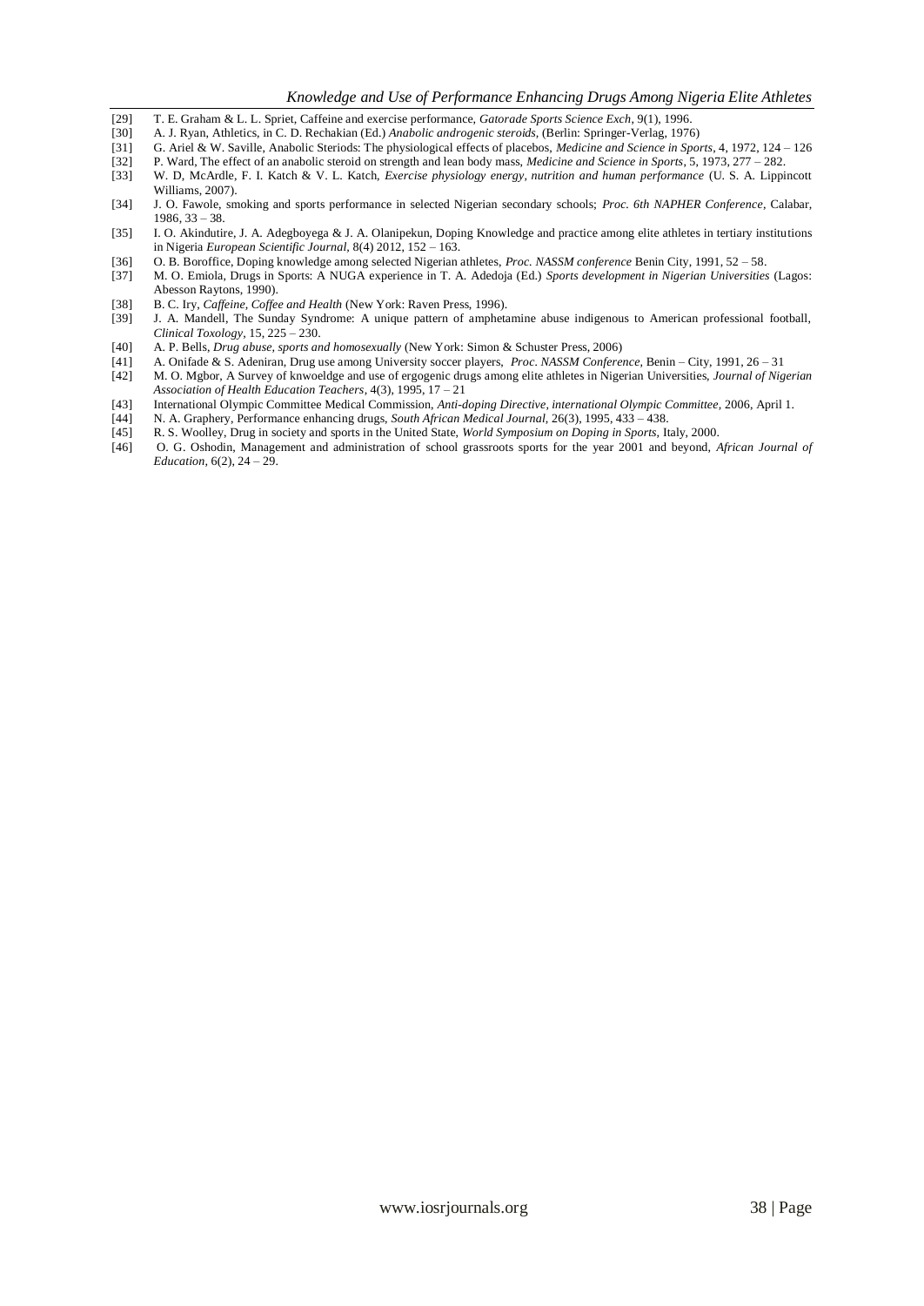[29] T. E. Graham & L. L. Spriet, Caffeine and exercise performance, *Gatorade Sports Science Exch*, 9(1), 1996.

[30] A. J. Ryan, Athletics, in C. D. Rechakian (Ed.) *Anabolic androgenic steroids,* (Berlin: Springer-Verlag, 1976)

[31] G. Ariel & W. Saville, Anabolic Steriods: The physiological effects of placebos, *Medicine and Science in Sports*, 4, 1972, 124 – 126

[32] P. Ward, The effect of an anabolic steroid on strength and lean body mass, *Medicine and Science in Sports*, 5, 1973, 277 – 282.

[33] W. D, McArdle, F. I. Katch & V. L. Katch, *Exercise physiology energy, nutrition and human performance* (U. S. A. Lippincott Williams, 2007).

[34] J. O. Fawole, smoking and sports performance in selected Nigerian secondary schools; *Proc. 6th NAPHER Conference*, Calabar, 1986, 33 – 38.

[35] I. O. Akindutire, J. A. Adegboyega & J. A. Olanipekun, Doping Knowledge and practice among elite athletes in tertiary institutions in Nigeria *European Scientific Journal*, 8(4) 2012, 152 – 163.

[36] O. B. Boroffice, Doping knowledge among selected Nigerian athletes, *Proc. NASSM conference* Benin City, 1991, 52 – 58.

[37] M. O. Emiola, Drugs in Sports: A NUGA experience in T. A. Adedoja (Ed.) *Sports development in Nigerian Universities* (Lagos: Abesson Raytons, 1990).

[38] B. C. Iry, *Caffeine, Coffee and Health* (New York: Raven Press, 1996).

[39] J. A. Mandell, The Sunday Syndrome: A unique pattern of amphetamine abuse indigenous to American professional football, *Clinical Toxology*, 15, 225 – 230.

[40] A. P. Bells, *Drug abuse, sports and homosexually* (New York: Simon & Schuster Press, 2006)

[41] A. Onifade & S. Adeniran, Drug use among University soccer players, *Proc. NASSM Conference*, Benin – City, 1991, 26 – 31

[42] M. O. Mgbor, A Survey of knwoeldge and use of ergogenic drugs among elite athletes in Nigerian Universities, *Journal of Nigerian Association of Health Education Teachers*, 4(3), 1995, 17 – 21

[43] International Olympic Committee Medical Commission, *Anti-doping Directive, international Olympic Committee*, 2006, April 1.

[44] N. A. Graphery, Performance enhancing drugs, *South African Medical Journal*, 26(3), 1995, 433 – 438.

[45] R. S. Woolley, Drug in society and sports in the United State, *World Symposium on Doping in Sports*, Italy, 2000.

[46] O. G. Oshodin, Management and administration of school grassroots sports for the year 2001 and beyond, *African Journal of Education*, 6(2), 24 – 29.